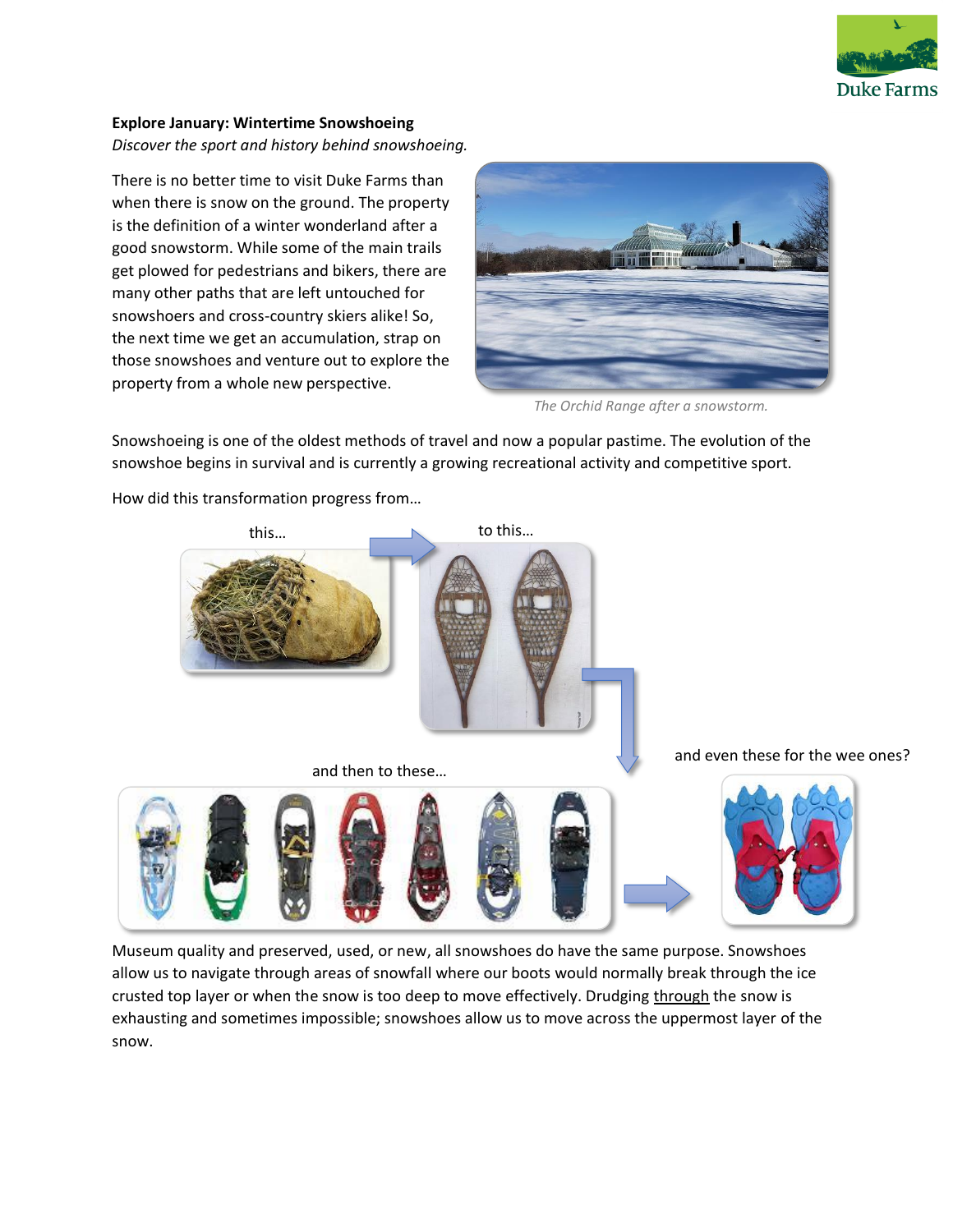**Explore January: Wintertime Snowshoeing**

*Discover the sport and history behind snowshoeing.*

There is no better time to visit Duke Farms than when there is snow on the ground. The property is the definition of a winter wonderland after a good snowstorm. While some of the main trails get plowed for pedestrians and bikers, there are many other paths that are left untouched for snowshoers and cross-country skiers alike! So, the next time we get an accumulation, strap on those snowshoes and venture out to explore the property from a whole new perspective.

*The Orchid Range after a snowstorm.*

Snowshoeing is one of the oldest methods of travel and now a popular pastime. The evolution of the snowshoe begins in survival and is currently a growing recreational activity and competitive sport.

How did this transformation progress from…

this…

to this…

and then to these…

and even these for the wee ones?

Museum quality and preserved, used, or new, all snowshoes do have the same purpose. Snowshoes allow us to navigate through areas of snowfall where our boots would normally break through the ice crusted top layer or when the snow is too deep to move effectively. Drudging <u>through</u> the snow is exhausting and sometimes impossible; snowshoes allow us to move across the uppermost layer of the snow.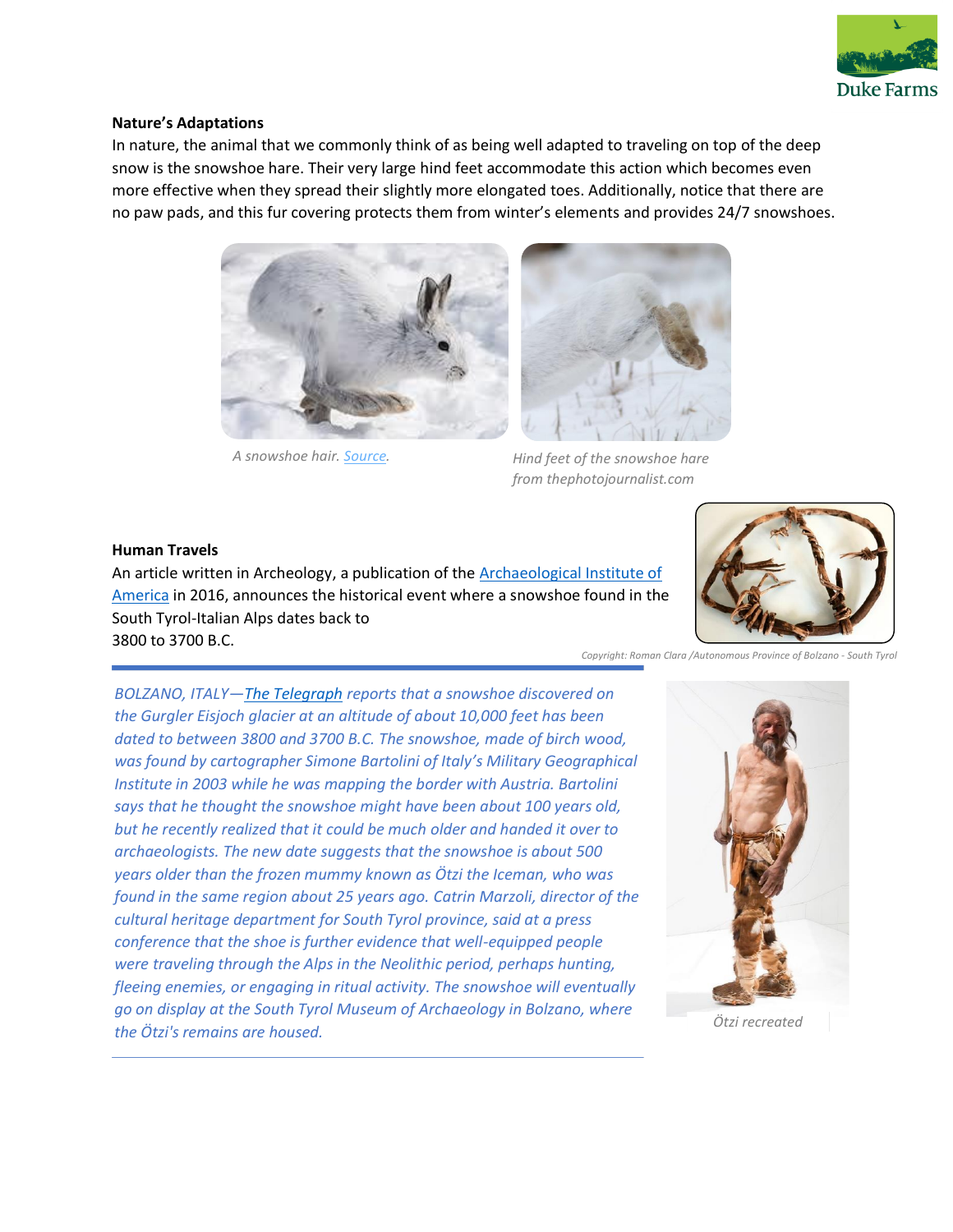**Nature's Adaptations**

In nature, the animal that we commonly think of as being well adapted to traveling on top of the deep snow is the snowshoe hare. Their very large hind feet accommodate this action which becomes even more effective when they spread their slightly more elongated toes. Additionally, notice that there are no paw pads, and this fur covering protects them from winter's elements and provides 24/7 snowshoes.

*A snowshoe hair. [Source](Source).*

*Hind feet of the snowshoe hare from thephotojournalist.com*

**Human Travels**

An article written in Archeology, a publication of the [Archaeological Institute of America](Archaeological Institute of America) in 2016, announces the historical event where a snowshoe found in the South Tyrol-Italian Alps dates back to 3800 to 3700 B.C.

*Copyright: Roman Clara /Autonomous Province of Bolzano - South Tyrol*

---

*BOLZANO, ITALY—[The Telegraph](The Telegraph) reports that a snowshoe discovered on the Gurgler Eisjoch glacier at an altitude of about 10,000 feet has been dated to between 3800 and 3700 B.C. The snowshoe, made of birch wood, was found by cartographer Simone Bartolini of Italy's Military Geographical Institute in 2003 while he was mapping the border with Austria. Bartolini says that he thought the snowshoe might have been about 100 years old, but he recently realized that it could be much older and handed it over to archaeologists. The new date suggests that the snowshoe is about 500 years older than the frozen mummy known as Ötzi the Iceman, who was found in the same region about 25 years ago. Catrin Marzoli, director of the cultural heritage department for South Tyrol province, said at a press conference that the shoe is further evidence that well-equipped people were traveling through the Alps in the Neolithic period, perhaps hunting, fleeing enemies, or engaging in ritual activity. The snowshoe will eventually go on display at the South Tyrol Museum of Archaeology in Bolzano, where the Ötzi's remains are housed.*

---

*Ötzi recreated*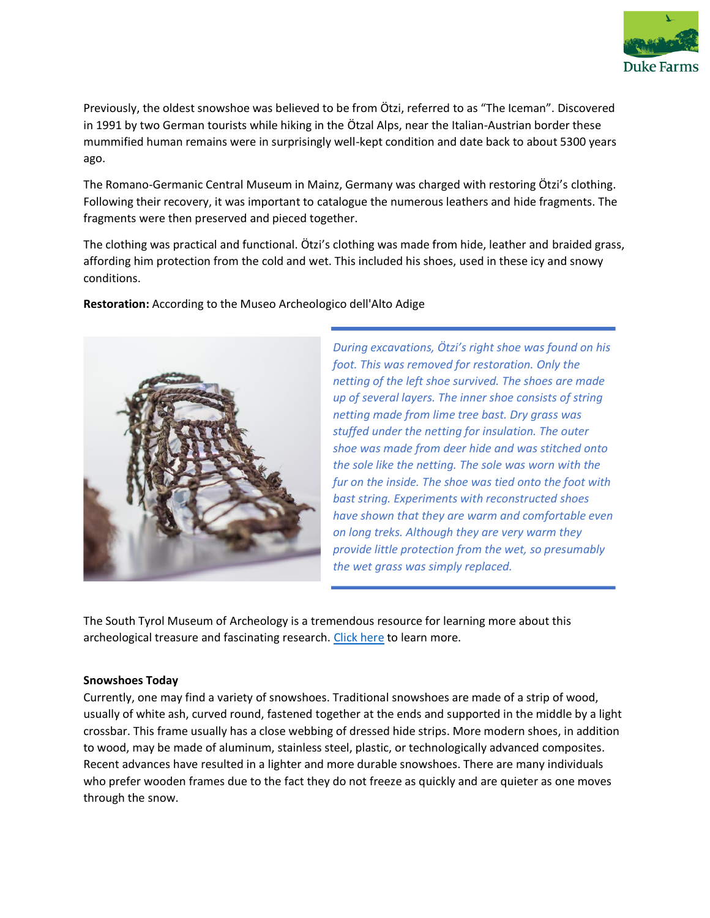Previously, the oldest snowshoe was believed to be from Ötzi, referred to as "The Iceman". Discovered in 1991 by two German tourists while hiking in the Ötzal Alps, near the Italian-Austrian border these mummified human remains were in surprisingly well-kept condition and date back to about 5300 years ago.

The Romano-Germanic Central Museum in Mainz, Germany was charged with restoring Ötzi's clothing. Following their recovery, it was important to catalogue the numerous leathers and hide fragments. The fragments were then preserved and pieced together.

The clothing was practical and functional. Ötzi's clothing was made from hide, leather and braided grass, affording him protection from the cold and wet. This included his shoes, used in these icy and snowy conditions.

**Restoration:** According to the Museo Archeologico dell'Alto Adige

*During excavations, Ötzi's right shoe was found on his foot. This was removed for restoration. Only the netting of the left shoe survived. The shoes are made up of several layers. The inner shoe consists of string netting made from lime tree bast. Dry grass was stuffed under the netting for insulation. The outer shoe was made from deer hide and was stitched onto the sole like the netting. The sole was worn with the fur on the inside. The shoe was tied onto the foot with bast string. Experiments with reconstructed shoes have shown that they are warm and comfortable even on long treks. Although they are very warm they provide little protection from the wet, so presumably the wet grass was simply replaced.*

The South Tyrol Museum of Archeology is a tremendous resource for learning more about this archeological treasure and fascinating research. Click here to learn more.

**Snowshoes Today**

Currently, one may find a variety of snowshoes. Traditional snowshoes are made of a strip of wood, usually of white ash, curved round, fastened together at the ends and supported in the middle by a light crossbar. This frame usually has a close webbing of dressed hide strips. More modern shoes, in addition to wood, may be made of aluminum, stainless steel, plastic, or technologically advanced composites. Recent advances have resulted in a lighter and more durable snowshoes. There are many individuals who prefer wooden frames due to the fact they do not freeze as quickly and are quieter as one moves through the snow.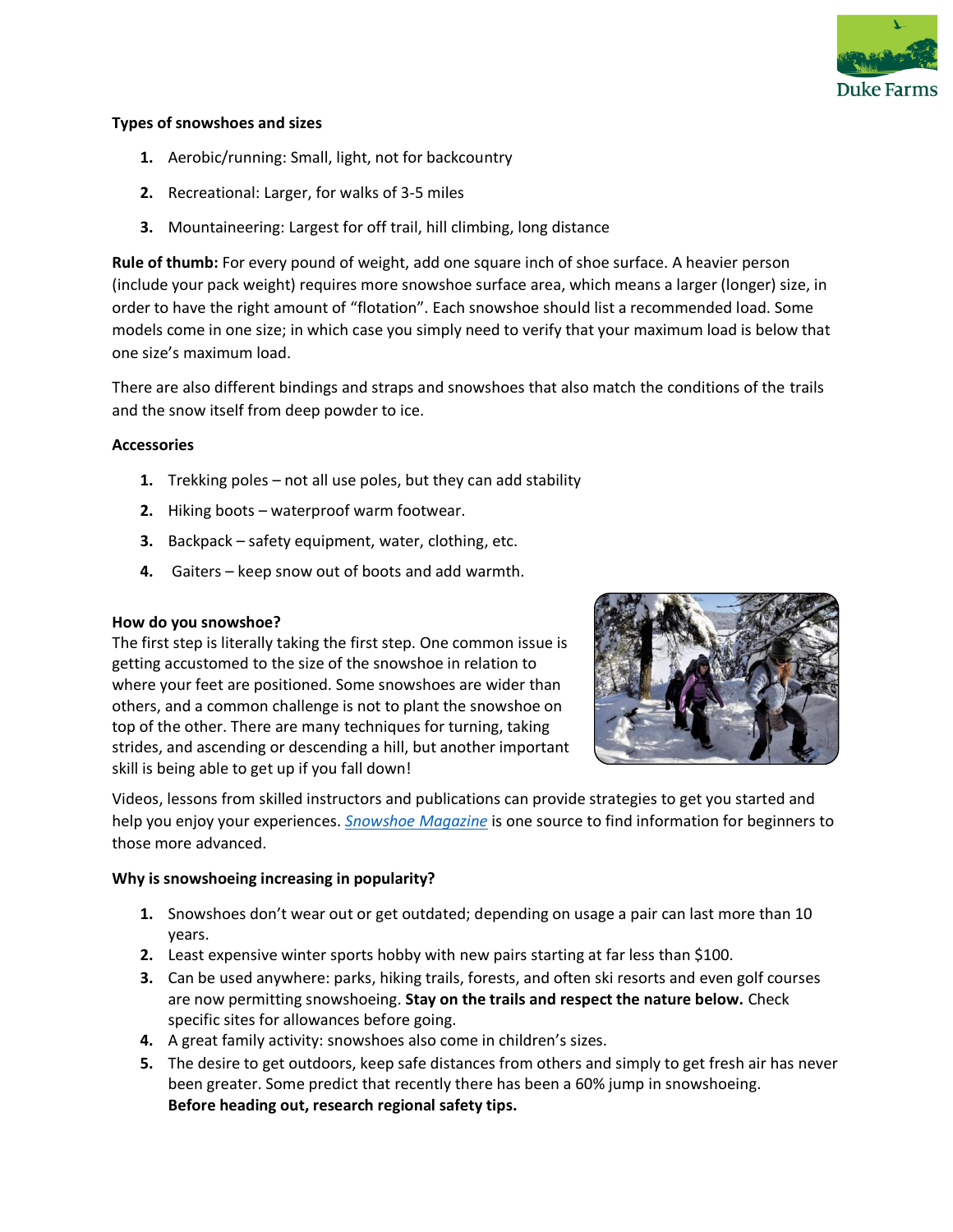**Types of snowshoes and sizes**

1. Aerobic/running: Small, light, not for backcountry
2. Recreational: Larger, for walks of 3-5 miles
3. Mountaineering: Largest for off trail, hill climbing, long distance

**Rule of thumb:** For every pound of weight, add one square inch of shoe surface. A heavier person (include your pack weight) requires more snowshoe surface area, which means a larger (longer) size, in order to have the right amount of "flotation". Each snowshoe should list a recommended load. Some models come in one size; in which case you simply need to verify that your maximum load is below that one size's maximum load.

There are also different bindings and straps and snowshoes that also match the conditions of the trails and the snow itself from deep powder to ice.

**Accessories**

1. Trekking poles – not all use poles, but they can add stability
2. Hiking boots – waterproof warm footwear.
3. Backpack – safety equipment, water, clothing, etc.
4. Gaiters – keep snow out of boots and add warmth.

**How do you snowshoe?**

The first step is literally taking the first step. One common issue is getting accustomed to the size of the snowshoe in relation to where your feet are positioned. Some snowshoes are wider than others, and a common challenge is not to plant the snowshoe on top of the other. There are many techniques for turning, taking strides, and ascending or descending a hill, but another important skill is being able to get up if you fall down!

Videos, lessons from skilled instructors and publications can provide strategies to get you started and help you enjoy your experiences. *Snowshoe Magazine* is one source to find information for beginners to those more advanced.

**Why is snowshoeing increasing in popularity?**

1. Snowshoes don't wear out or get outdated; depending on usage a pair can last more than 10 years.
2. Least expensive winter sports hobby with new pairs starting at far less than $100.
3. Can be used anywhere: parks, hiking trails, forests, and often ski resorts and even golf courses are now permitting snowshoeing. **Stay on the trails and respect the nature below.** Check specific sites for allowances before going.
4. A great family activity: snowshoes also come in children's sizes.
5. The desire to get outdoors, keep safe distances from others and simply to get fresh air has never been greater. Some predict that recently there has been a 60% jump in snowshoeing.
   **Before heading out, research regional safety tips.**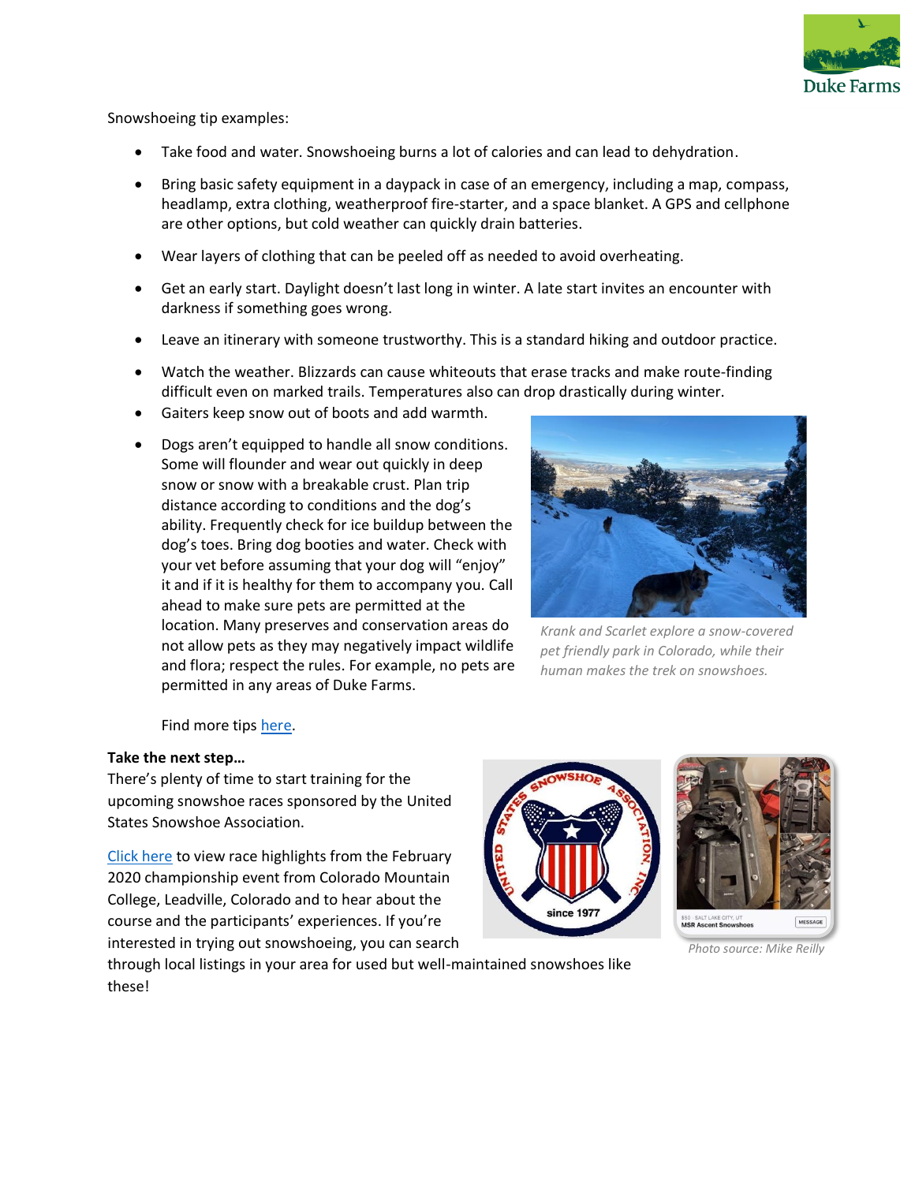Snowshoeing tip examples:

- Take food and water. Snowshoeing burns a lot of calories and can lead to dehydration.
- Bring basic safety equipment in a daypack in case of an emergency, including a map, compass, headlamp, extra clothing, weatherproof fire-starter, and a space blanket. A GPS and cellphone are other options, but cold weather can quickly drain batteries.
- Wear layers of clothing that can be peeled off as needed to avoid overheating.
- Get an early start. Daylight doesn't last long in winter. A late start invites an encounter with darkness if something goes wrong.
- Leave an itinerary with someone trustworthy. This is a standard hiking and outdoor practice.
- Watch the weather. Blizzards can cause whiteouts that erase tracks and make route-finding difficult even on marked trails. Temperatures also can drop drastically during winter.
- Gaiters keep snow out of boots and add warmth.
- Dogs aren't equipped to handle all snow conditions. Some will flounder and wear out quickly in deep snow or snow with a breakable crust. Plan trip distance according to conditions and the dog's ability. Frequently check for ice buildup between the dog's toes. Bring dog booties and water. Check with your vet before assuming that your dog will "enjoy" it and if it is healthy for them to accompany you. Call ahead to make sure pets are permitted at the location. Many preserves and conservation areas do not allow pets as they may negatively impact wildlife and flora; respect the rules. For example, no pets are permitted in any areas of Duke Farms.

*Krank and Scarlet explore a snow-covered pet friendly park in Colorado, while their human makes the trek on snowshoes.*

Find more tips [here](#).

**Take the next step…**

There's plenty of time to start training for the upcoming snowshoe races sponsored by the United States Snowshoe Association.

[Click here](#) to view race highlights from the February 2020 championship event from Colorado Mountain College, Leadville, Colorado and to hear about the course and the participants' experiences. If you're interested in trying out snowshoeing, you can search through local listings in your area for used but well-maintained snowshoes like these!

*Photo source: Mike Reilly*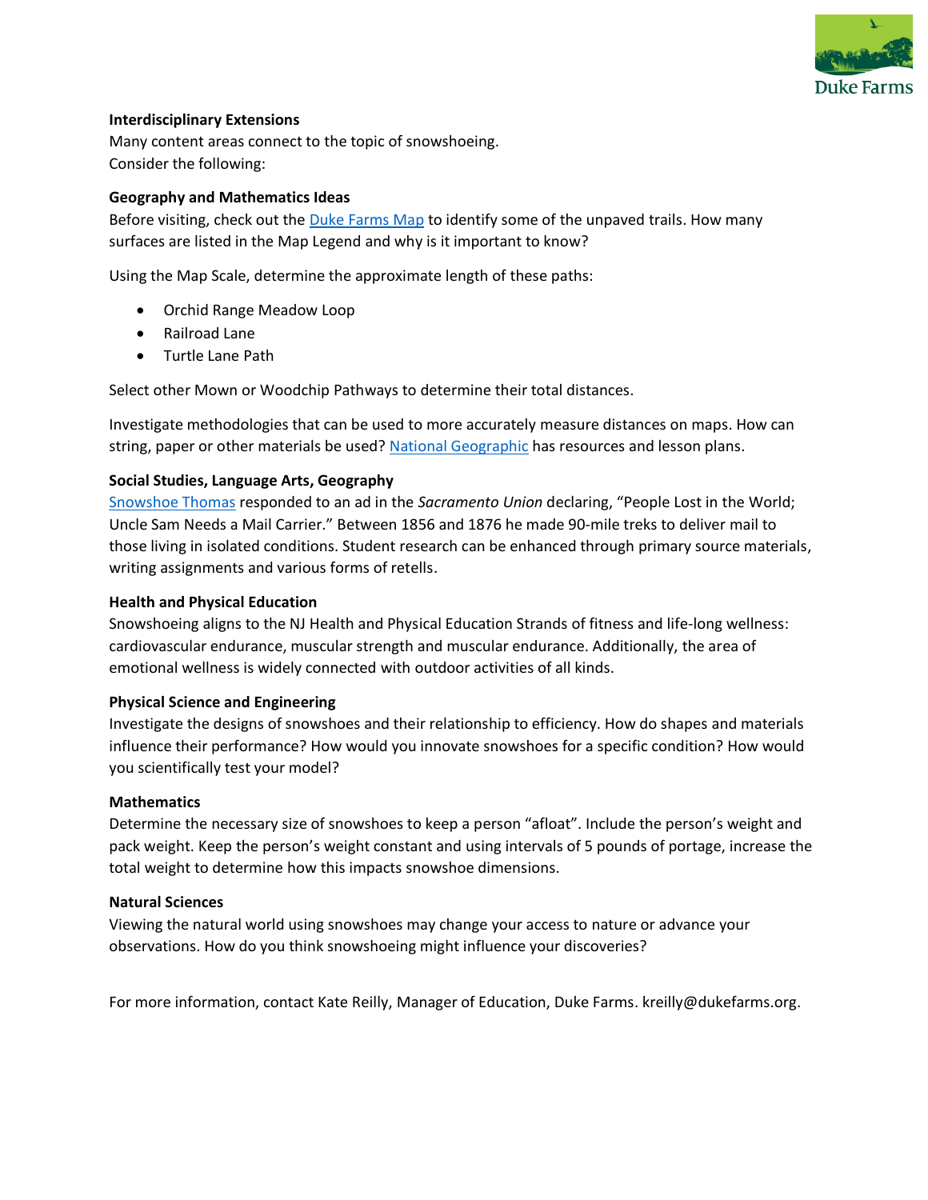**Interdisciplinary Extensions**

Many content areas connect to the topic of snowshoeing.
Consider the following:

**Geography and Mathematics Ideas**

Before visiting, check out the Duke Farms Map to identify some of the unpaved trails. How many surfaces are listed in the Map Legend and why is it important to know?

Using the Map Scale, determine the approximate length of these paths:

- Orchid Range Meadow Loop
- Railroad Lane
- Turtle Lane Path

Select other Mown or Woodchip Pathways to determine their total distances.

Investigate methodologies that can be used to more accurately measure distances on maps. How can string, paper or other materials be used? National Geographic has resources and lesson plans.

**Social Studies, Language Arts, Geography**

Snowshoe Thomas responded to an ad in the *Sacramento Union* declaring, "People Lost in the World; Uncle Sam Needs a Mail Carrier." Between 1856 and 1876 he made 90-mile treks to deliver mail to those living in isolated conditions. Student research can be enhanced through primary source materials, writing assignments and various forms of retells.

**Health and Physical Education**

Snowshoeing aligns to the NJ Health and Physical Education Strands of fitness and life-long wellness: cardiovascular endurance, muscular strength and muscular endurance. Additionally, the area of emotional wellness is widely connected with outdoor activities of all kinds.

**Physical Science and Engineering**

Investigate the designs of snowshoes and their relationship to efficiency. How do shapes and materials influence their performance? How would you innovate snowshoes for a specific condition? How would you scientifically test your model?

**Mathematics**

Determine the necessary size of snowshoes to keep a person "afloat". Include the person's weight and pack weight. Keep the person's weight constant and using intervals of 5 pounds of portage, increase the total weight to determine how this impacts snowshoe dimensions.

**Natural Sciences**

Viewing the natural world using snowshoes may change your access to nature or advance your observations. How do you think snowshoeing might influence your discoveries?

For more information, contact Kate Reilly, Manager of Education, Duke Farms. kreilly@dukefarms.org.